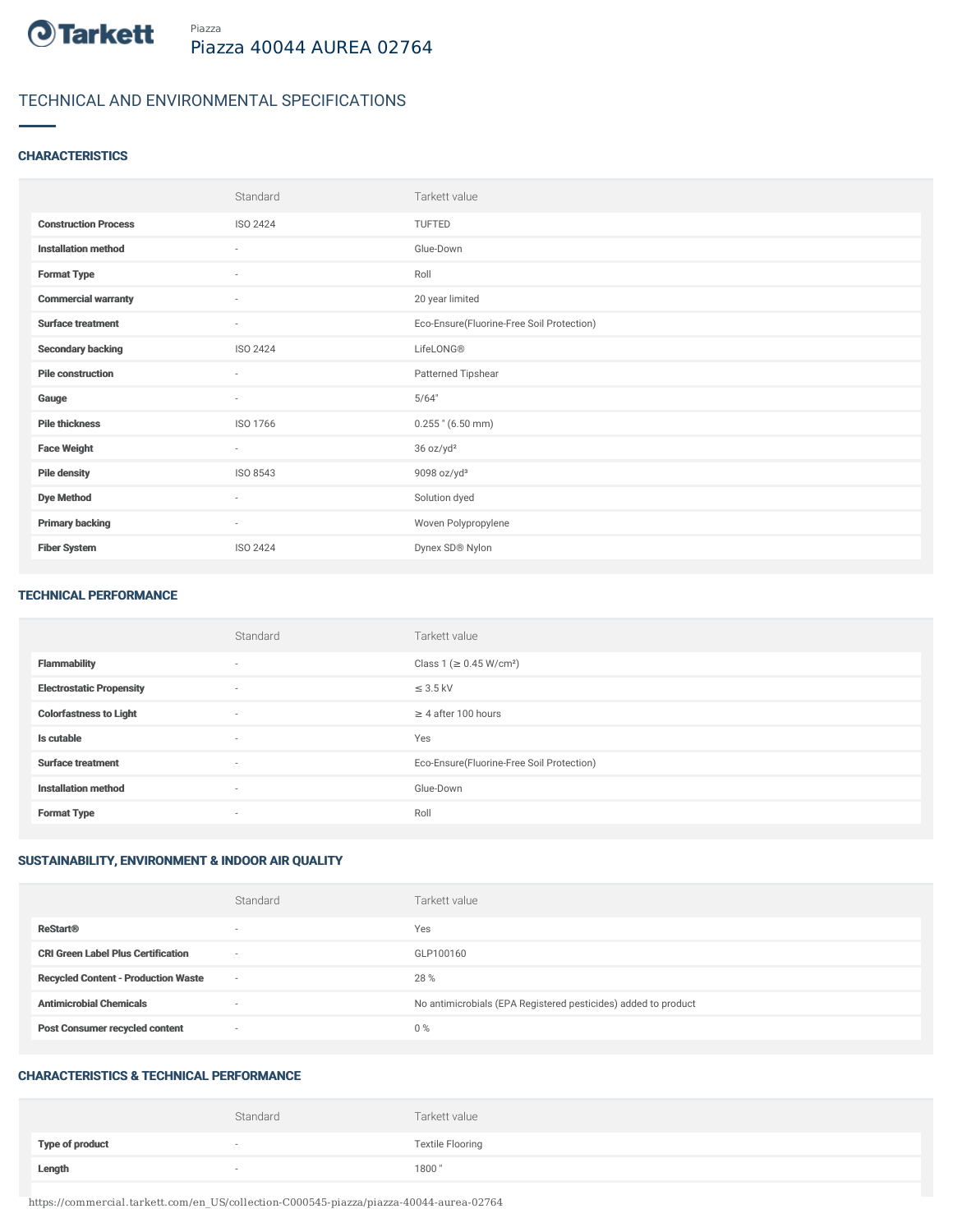Tarkett

Piazza

# Piazza 40044 AUREA 02764

## TECHNICAL AND ENVIRONMENTAL SPECIFICATIONS

### CHARACTERISTICS

| | Standard | Tarkett value |
|---|---|---|
| **Construction Process** | ISO 2424 | TUFTED |
| **Installation method** | - | Glue-Down |
| **Format Type** | - | Roll |
| **Commercial warranty** | - | 20 year limited |
| **Surface treatment** | - | Eco-Ensure(Fluorine-Free Soil Protection) |
| **Secondary backing** | ISO 2424 | LifeLONG® |
| **Pile construction** | - | Patterned Tipshear |
| **Gauge** | - | 5/64" |
| **Pile thickness** | ISO 1766 | 0.255 " (6.50 mm) |
| **Face Weight** | - | 36 oz/yd² |
| **Pile density** | ISO 8543 | 9098 oz/yd³ |
| **Dye Method** | - | Solution dyed |
| **Primary backing** | - | Woven Polypropylene |
| **Fiber System** | ISO 2424 | Dynex SD® Nylon |

### TECHNICAL PERFORMANCE

| | Standard | Tarkett value |
|---|---|---|
| **Flammability** | - | Class 1 (≥ 0.45 W/cm²) |
| **Electrostatic Propensity** | - | ≤ 3.5 kV |
| **Colorfastness to Light** | - | ≥ 4 after 100 hours |
| **Is cutable** | - | Yes |
| **Surface treatment** | - | Eco-Ensure(Fluorine-Free Soil Protection) |
| **Installation method** | - | Glue-Down |
| **Format Type** | - | Roll |

### SUSTAINABILITY, ENVIRONMENT & INDOOR AIR QUALITY

| | Standard | Tarkett value |
|---|---|---|
| **ReStart®** | - | Yes |
| **CRI Green Label Plus Certification** | - | GLP100160 |
| **Recycled Content - Production Waste** | - | 28 % |
| **Antimicrobial Chemicals** | - | No antimicrobials (EPA Registered pesticides) added to product |
| **Post Consumer recycled content** | - | 0 % |

### CHARACTERISTICS & TECHNICAL PERFORMANCE

| | Standard | Tarkett value |
|---|---|---|
| **Type of product** | - | Textile Flooring |
| **Length** | - | 1800 " |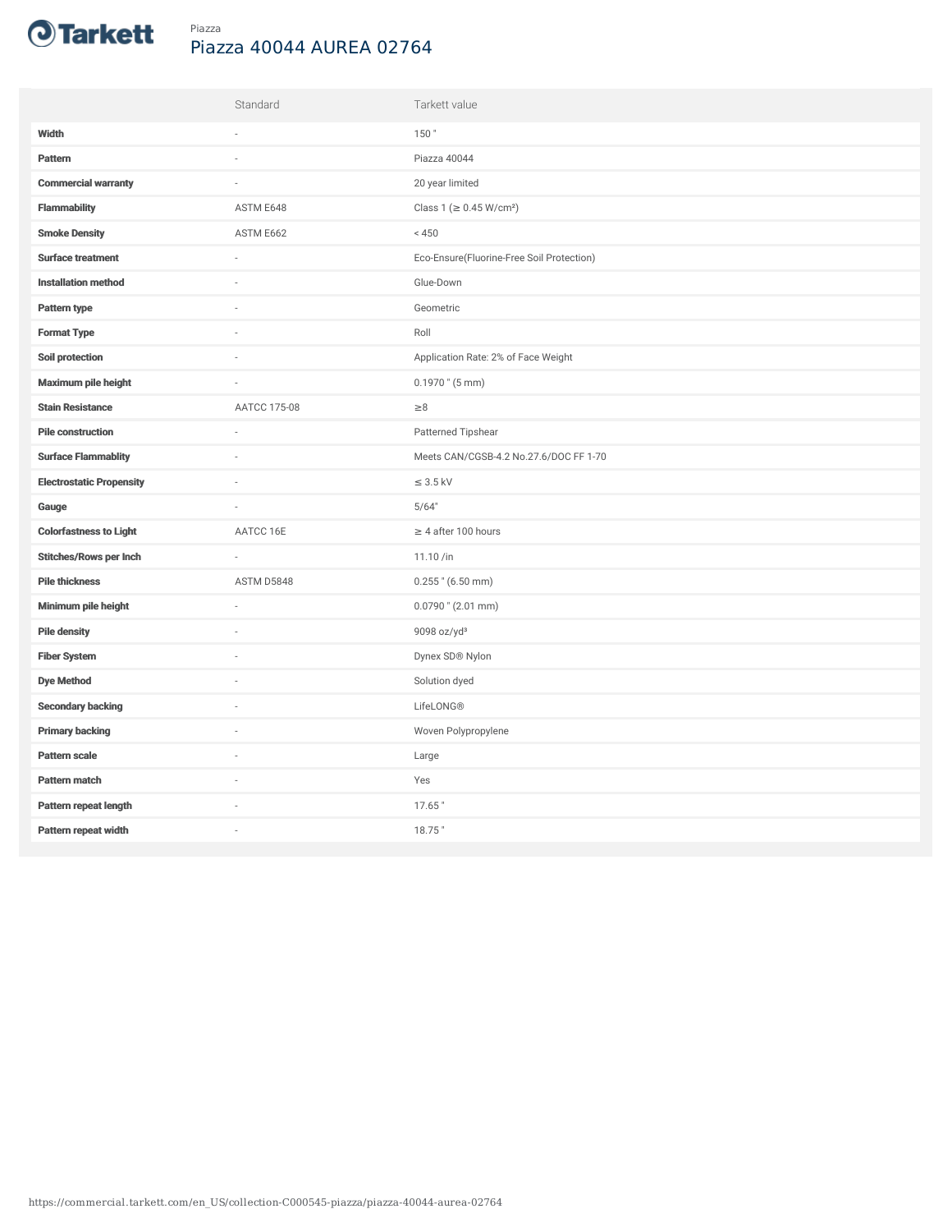Piazza

# Piazza 40044 AUREA 02764

| | Standard | Tarkett value |
|---|---|---|
| **Width** | - | 150 " |
| **Pattern** | - | Piazza 40044 |
| **Commercial warranty** | - | 20 year limited |
| **Flammability** | ASTM E648 | Class 1 (≥ 0.45 W/cm²) |
| **Smoke Density** | ASTM E662 | < 450 |
| **Surface treatment** | - | Eco-Ensure(Fluorine-Free Soil Protection) |
| **Installation method** | - | Glue-Down |
| **Pattern type** | - | Geometric |
| **Format Type** | - | Roll |
| **Soil protection** | - | Application Rate: 2% of Face Weight |
| **Maximum pile height** | - | 0.1970 " (5 mm) |
| **Stain Resistance** | AATCC 175-08 | ≥8 |
| **Pile construction** | - | Patterned Tipshear |
| **Surface Flammablity** | - | Meets CAN/CGSB-4.2 No.27.6/DOC FF 1-70 |
| **Electrostatic Propensity** | - | ≤ 3.5 kV |
| **Gauge** | - | 5/64" |
| **Colorfastness to Light** | AATCC 16E | ≥ 4 after 100 hours |
| **Stitches/Rows per Inch** | - | 11.10 /in |
| **Pile thickness** | ASTM D5848 | 0.255 " (6.50 mm) |
| **Minimum pile height** | - | 0.0790 " (2.01 mm) |
| **Pile density** | - | 9098 oz/yd³ |
| **Fiber System** | - | Dynex SD® Nylon |
| **Dye Method** | - | Solution dyed |
| **Secondary backing** | - | LifeLONG® |
| **Primary backing** | - | Woven Polypropylene |
| **Pattern scale** | - | Large |
| **Pattern match** | - | Yes |
| **Pattern repeat length** | - | 17.65 " |
| **Pattern repeat width** | - | 18.75 " |

https://commercial.tarkett.com/en_US/collection-C000545-piazza/piazza-40044-aurea-02764